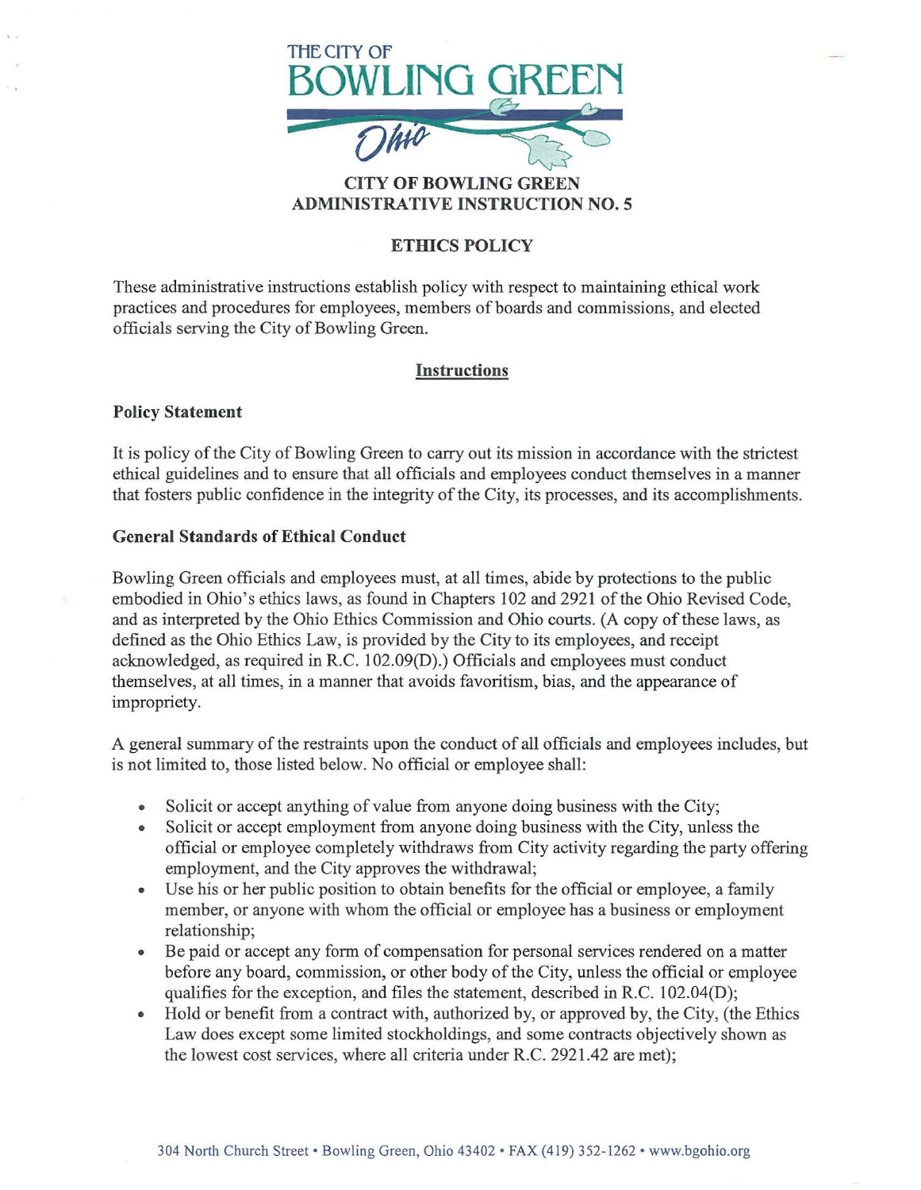THE CITY OF
# BOWLING GREEN
Ohio

## CITY OF BOWLING GREEN ADMINISTRATIVE INSTRUCTION NO. 5

## ETHICS POLICY

These administrative instructions establish policy with respect to maintaining ethical work practices and procedures for employees, members of boards and commissions, and elected officials serving the City of Bowling Green.

### Instructions

### Policy Statement

It is policy of the City of Bowling Green to carry out its mission in accordance with the strictest ethical guidelines and to ensure that all officials and employees conduct themselves in a manner that fosters public confidence in the integrity of the City, its processes, and its accomplishments.

### General Standards of Ethical Conduct

Bowling Green officials and employees must, at all times, abide by protections to the public embodied in Ohio's ethics laws, as found in Chapters 102 and 2921 of the Ohio Revised Code, and as interpreted by the Ohio Ethics Commission and Ohio courts. (A copy of these laws, as defined as the Ohio Ethics Law, is provided by the City to its employees, and receipt acknowledged, as required in R.C. 102.09(D).) Officials and employees must conduct themselves, at all times, in a manner that avoids favoritism, bias, and the appearance of impropriety.

A general summary of the restraints upon the conduct of all officials and employees includes, but is not limited to, those listed below. No official or employee shall:

- Solicit or accept anything of value from anyone doing business with the City;
- Solicit or accept employment from anyone doing business with the City, unless the official or employee completely withdraws from City activity regarding the party offering employment, and the City approves the withdrawal;
- Use his or her public position to obtain benefits for the official or employee, a family member, or anyone with whom the official or employee has a business or employment relationship;
- Be paid or accept any form of compensation for personal services rendered on a matter before any board, commission, or other body of the City, unless the official or employee qualifies for the exception, and files the statement, described in R.C. 102.04(D);
- Hold or benefit from a contract with, authorized by, or approved by, the City, (the Ethics Law does except some limited stockholdings, and some contracts objectively shown as the lowest cost services, where all criteria under R.C. 2921.42 are met);

304 North Church Street • Bowling Green, Ohio 43402 • FAX (419) 352-1262 • www.bgohio.org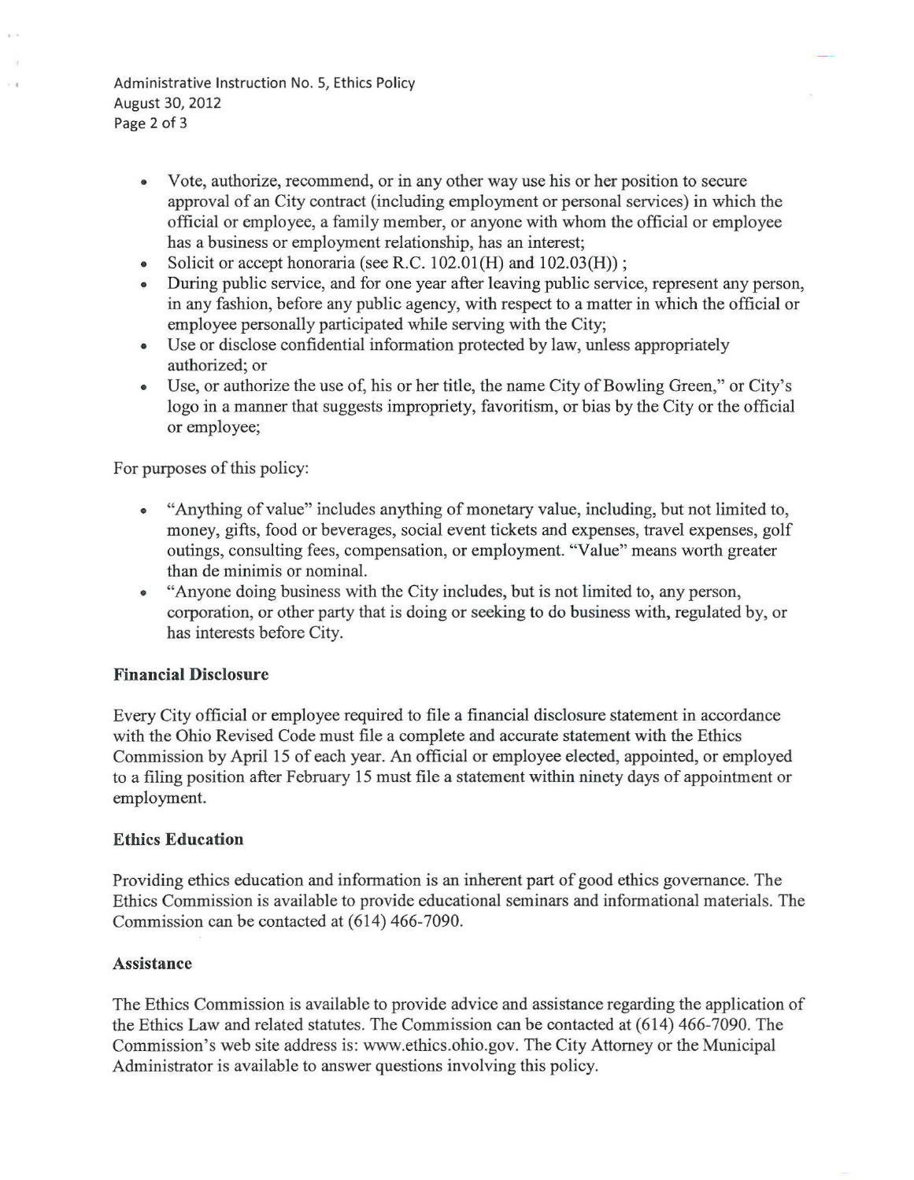- Vote, authorize, recommend, or in any other way use his or her position to secure approval of an City contract (including employment or personal services) in which the official or employee, a family member, or anyone with whom the official or employee has a business or employment relationship, has an interest;
- Solicit or accept honoraria (see R.C. 102.01(H) and 102.03(H)) ;
- During public service, and for one year after leaving public service, represent any person, in any fashion, before any public agency, with respect to a matter in which the official or employee personally participated while serving with the City;
- Use or disclose confidential information protected by law, unless appropriately authorized; or
- Use, or authorize the use of, his or her title, the name City of Bowling Green," or City's logo in a manner that suggests impropriety, favoritism, or bias by the City or the official or employee;

For purposes of this policy:

- "Anything of value" includes anything of monetary value, including, but not limited to, money, gifts, food or beverages, social event tickets and expenses, travel expenses, golf outings, consulting fees, compensation, or employment. "Value" means worth greater than de minimis or nominal.
- "Anyone doing business with the City includes, but is not limited to, any person, corporation, or other party that is doing or seeking to do business with, regulated by, or has interests before City.

**Financial Disclosure**

Every City official or employee required to file a financial disclosure statement in accordance with the Ohio Revised Code must file a complete and accurate statement with the Ethics Commission by April 15 of each year. An official or employee elected, appointed, or employed to a filing position after February 15 must file a statement within ninety days of appointment or employment.

**Ethics Education**

Providing ethics education and information is an inherent part of good ethics governance. The Ethics Commission is available to provide educational seminars and informational materials. The Commission can be contacted at (614) 466-7090.

**Assistance**

The Ethics Commission is available to provide advice and assistance regarding the application of the Ethics Law and related statutes. The Commission can be contacted at (614) 466-7090. The Commission's web site address is: www.ethics.ohio.gov. The City Attorney or the Municipal Administrator is available to answer questions involving this policy.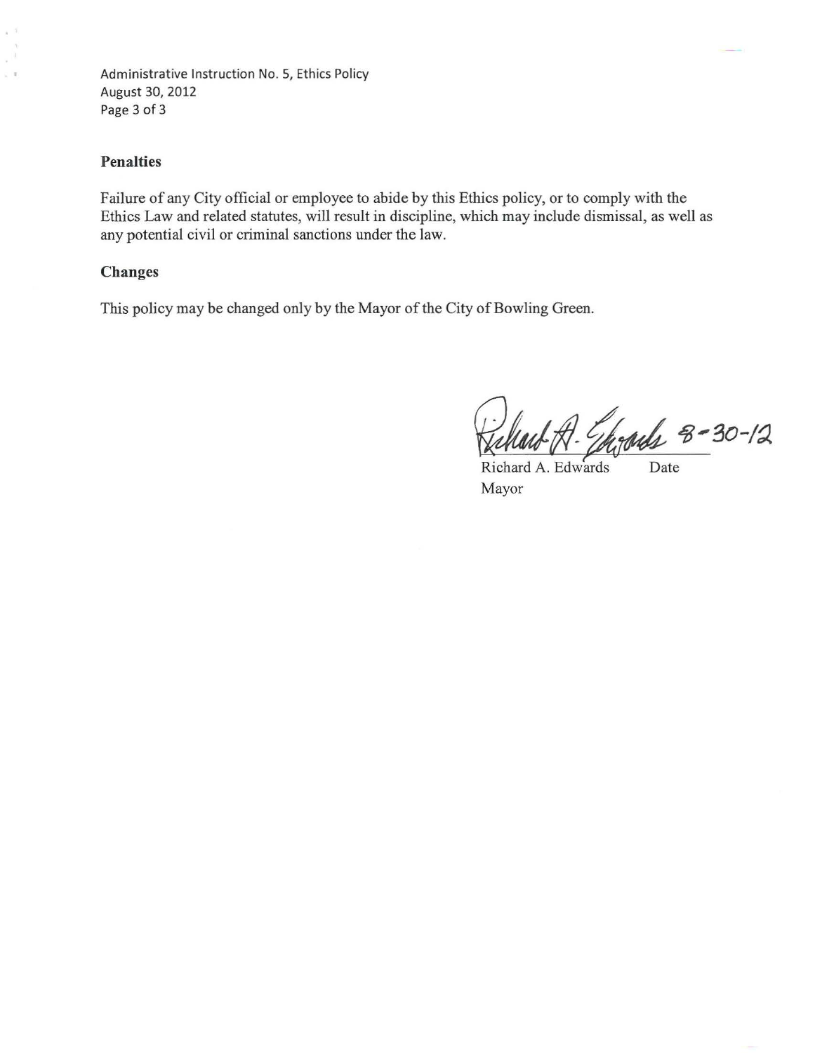## Penalties

Failure of any City official or employee to abide by this Ethics policy, or to comply with the Ethics Law and related statutes, will result in discipline, which may include dismissal, as well as any potential civil or criminal sanctions under the law.

## Changes

This policy may be changed only by the Mayor of the City of Bowling Green.

Richard A. Edwards 8-30-12

Richard A. Edwards  Date
Mayor